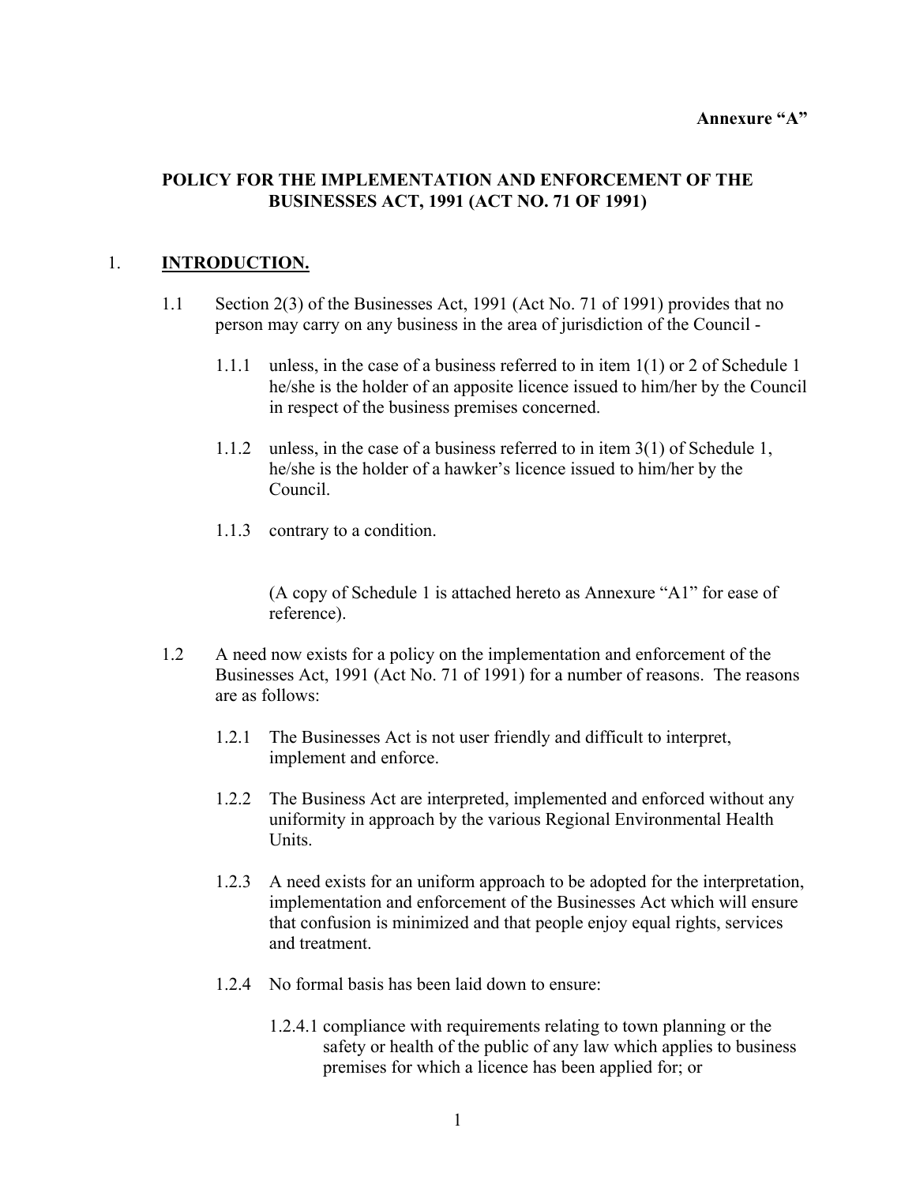**Annexure "A"**

# POLICY FOR THE IMPLEMENTATION AND ENFORCEMENT OF THE BUSINESSES ACT, 1991 (ACT NO. 71 OF 1991)

## 1. INTRODUCTION.

1.1 Section 2(3) of the Businesses Act, 1991 (Act No. 71 of 1991) provides that no person may carry on any business in the area of jurisdiction of the Council -

1.1.1 unless, in the case of a business referred to in item 1(1) or 2 of Schedule 1 he/she is the holder of an apposite licence issued to him/her by the Council in respect of the business premises concerned.

1.1.2 unless, in the case of a business referred to in item 3(1) of Schedule 1, he/she is the holder of a hawker's licence issued to him/her by the Council.

1.1.3 contrary to a condition.

(A copy of Schedule 1 is attached hereto as Annexure "A1" for ease of reference).

1.2 A need now exists for a policy on the implementation and enforcement of the Businesses Act, 1991 (Act No. 71 of 1991) for a number of reasons. The reasons are as follows:

1.2.1 The Businesses Act is not user friendly and difficult to interpret, implement and enforce.

1.2.2 The Business Act are interpreted, implemented and enforced without any uniformity in approach by the various Regional Environmental Health Units.

1.2.3 A need exists for an uniform approach to be adopted for the interpretation, implementation and enforcement of the Businesses Act which will ensure that confusion is minimized and that people enjoy equal rights, services and treatment.

1.2.4 No formal basis has been laid down to ensure:

1.2.4.1 compliance with requirements relating to town planning or the safety or health of the public of any law which applies to business premises for which a licence has been applied for; or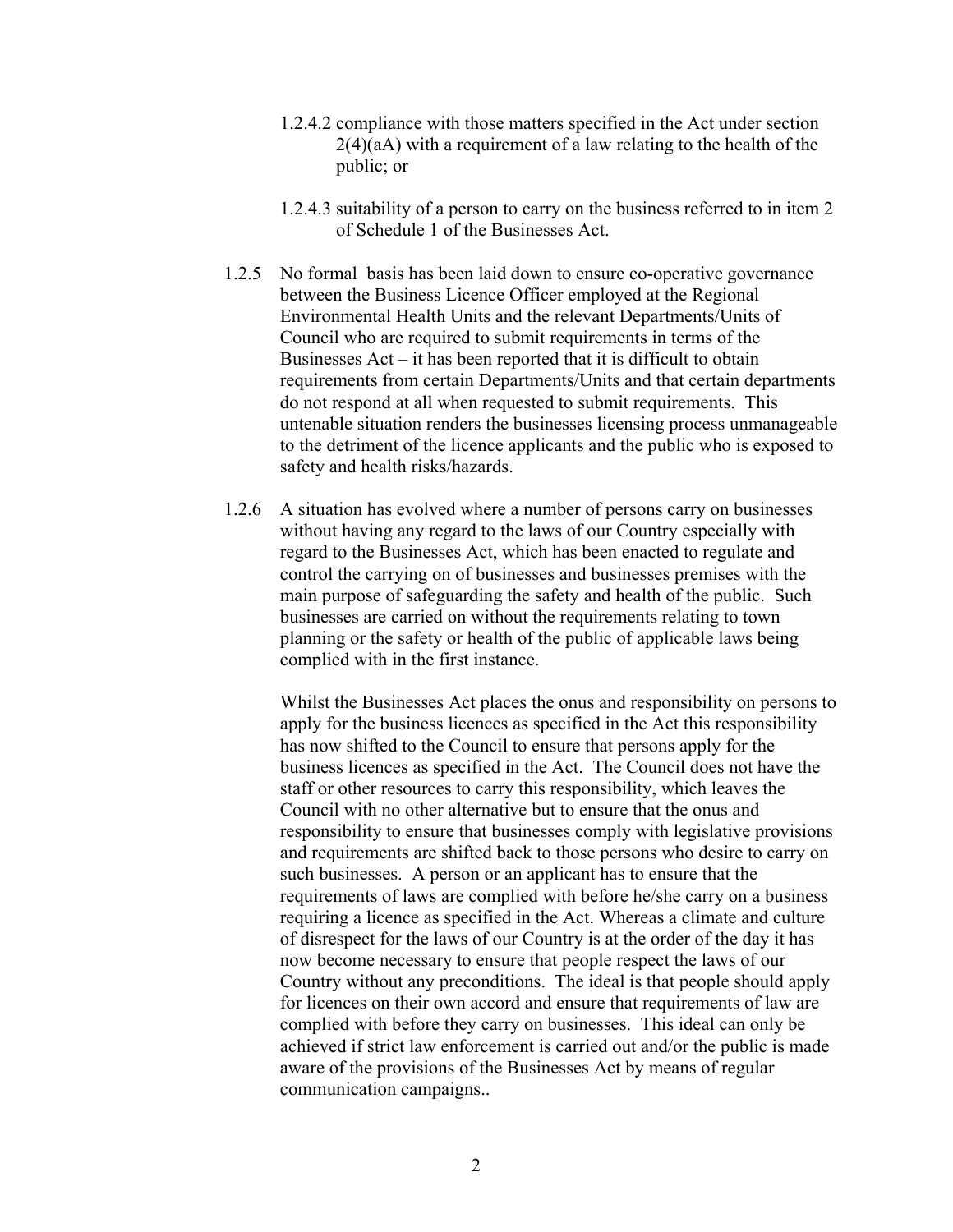1.2.4.2 compliance with those matters specified in the Act under section 2(4)(aA) with a requirement of a law relating to the health of the public; or

1.2.4.3 suitability of a person to carry on the business referred to in item 2 of Schedule 1 of the Businesses Act.

1.2.5 No formal basis has been laid down to ensure co-operative governance between the Business Licence Officer employed at the Regional Environmental Health Units and the relevant Departments/Units of Council who are required to submit requirements in terms of the Businesses Act – it has been reported that it is difficult to obtain requirements from certain Departments/Units and that certain departments do not respond at all when requested to submit requirements. This untenable situation renders the businesses licensing process unmanageable to the detriment of the licence applicants and the public who is exposed to safety and health risks/hazards.

1.2.6 A situation has evolved where a number of persons carry on businesses without having any regard to the laws of our Country especially with regard to the Businesses Act, which has been enacted to regulate and control the carrying on of businesses and businesses premises with the main purpose of safeguarding the safety and health of the public. Such businesses are carried on without the requirements relating to town planning or the safety or health of the public of applicable laws being complied with in the first instance.

Whilst the Businesses Act places the onus and responsibility on persons to apply for the business licences as specified in the Act this responsibility has now shifted to the Council to ensure that persons apply for the business licences as specified in the Act. The Council does not have the staff or other resources to carry this responsibility, which leaves the Council with no other alternative but to ensure that the onus and responsibility to ensure that businesses comply with legislative provisions and requirements are shifted back to those persons who desire to carry on such businesses. A person or an applicant has to ensure that the requirements of laws are complied with before he/she carry on a business requiring a licence as specified in the Act. Whereas a climate and culture of disrespect for the laws of our Country is at the order of the day it has now become necessary to ensure that people respect the laws of our Country without any preconditions. The ideal is that people should apply for licences on their own accord and ensure that requirements of law are complied with before they carry on businesses. This ideal can only be achieved if strict law enforcement is carried out and/or the public is made aware of the provisions of the Businesses Act by means of regular communication campaigns..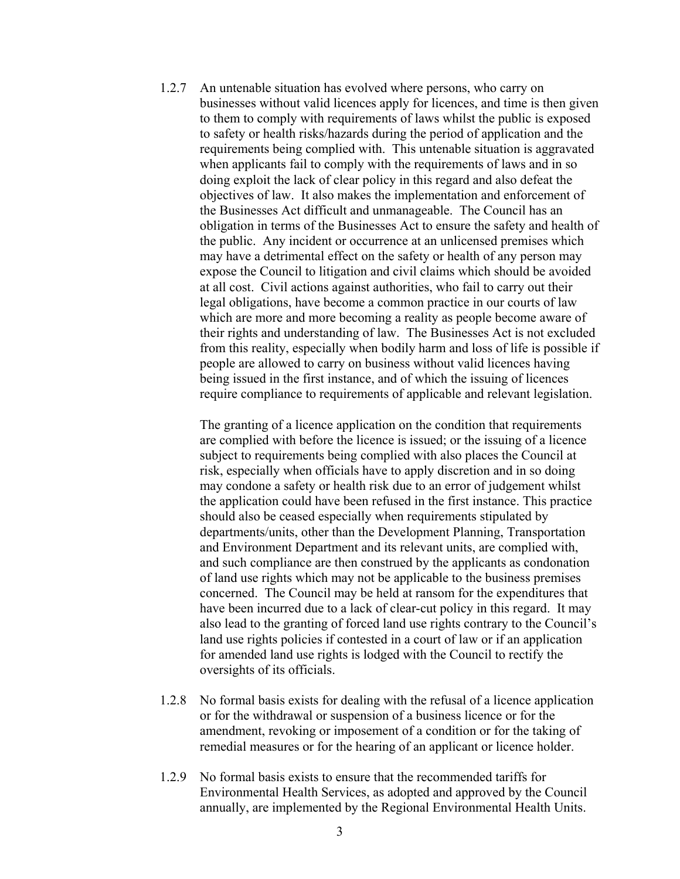1.2.7 An untenable situation has evolved where persons, who carry on businesses without valid licences apply for licences, and time is then given to them to comply with requirements of laws whilst the public is exposed to safety or health risks/hazards during the period of application and the requirements being complied with. This untenable situation is aggravated when applicants fail to comply with the requirements of laws and in so doing exploit the lack of clear policy in this regard and also defeat the objectives of law. It also makes the implementation and enforcement of the Businesses Act difficult and unmanageable. The Council has an obligation in terms of the Businesses Act to ensure the safety and health of the public. Any incident or occurrence at an unlicensed premises which may have a detrimental effect on the safety or health of any person may expose the Council to litigation and civil claims which should be avoided at all cost. Civil actions against authorities, who fail to carry out their legal obligations, have become a common practice in our courts of law which are more and more becoming a reality as people become aware of their rights and understanding of law. The Businesses Act is not excluded from this reality, especially when bodily harm and loss of life is possible if people are allowed to carry on business without valid licences having being issued in the first instance, and of which the issuing of licences require compliance to requirements of applicable and relevant legislation.

The granting of a licence application on the condition that requirements are complied with before the licence is issued; or the issuing of a licence subject to requirements being complied with also places the Council at risk, especially when officials have to apply discretion and in so doing may condone a safety or health risk due to an error of judgement whilst the application could have been refused in the first instance. This practice should also be ceased especially when requirements stipulated by departments/units, other than the Development Planning, Transportation and Environment Department and its relevant units, are complied with, and such compliance are then construed by the applicants as condonation of land use rights which may not be applicable to the business premises concerned. The Council may be held at ransom for the expenditures that have been incurred due to a lack of clear-cut policy in this regard. It may also lead to the granting of forced land use rights contrary to the Council's land use rights policies if contested in a court of law or if an application for amended land use rights is lodged with the Council to rectify the oversights of its officials.

1.2.8 No formal basis exists for dealing with the refusal of a licence application or for the withdrawal or suspension of a business licence or for the amendment, revoking or imposement of a condition or for the taking of remedial measures or for the hearing of an applicant or licence holder.

1.2.9 No formal basis exists to ensure that the recommended tariffs for Environmental Health Services, as adopted and approved by the Council annually, are implemented by the Regional Environmental Health Units.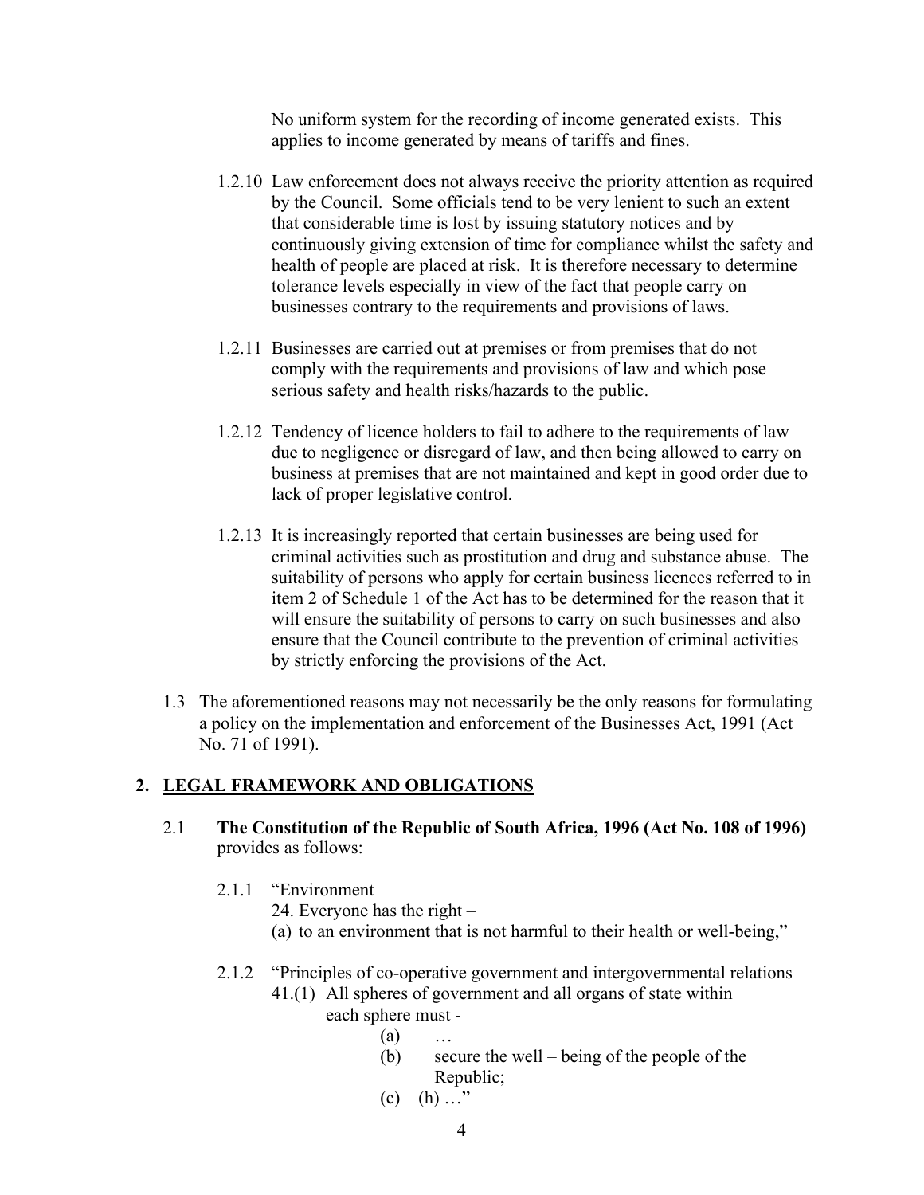No uniform system for the recording of income generated exists. This applies to income generated by means of tariffs and fines.

1.2.10 Law enforcement does not always receive the priority attention as required by the Council. Some officials tend to be very lenient to such an extent that considerable time is lost by issuing statutory notices and by continuously giving extension of time for compliance whilst the safety and health of people are placed at risk. It is therefore necessary to determine tolerance levels especially in view of the fact that people carry on businesses contrary to the requirements and provisions of laws.

1.2.11 Businesses are carried out at premises or from premises that do not comply with the requirements and provisions of law and which pose serious safety and health risks/hazards to the public.

1.2.12 Tendency of licence holders to fail to adhere to the requirements of law due to negligence or disregard of law, and then being allowed to carry on business at premises that are not maintained and kept in good order due to lack of proper legislative control.

1.2.13 It is increasingly reported that certain businesses are being used for criminal activities such as prostitution and drug and substance abuse. The suitability of persons who apply for certain business licences referred to in item 2 of Schedule 1 of the Act has to be determined for the reason that it will ensure the suitability of persons to carry on such businesses and also ensure that the Council contribute to the prevention of criminal activities by strictly enforcing the provisions of the Act.

1.3 The aforementioned reasons may not necessarily be the only reasons for formulating a policy on the implementation and enforcement of the Businesses Act, 1991 (Act No. 71 of 1991).

## 2. <u>LEGAL FRAMEWORK AND OBLIGATIONS</u>

2.1 **The Constitution of the Republic of South Africa, 1996 (Act No. 108 of 1996)** provides as follows:

2.1.1 "Environment
24. Everyone has the right –
(a) to an environment that is not harmful to their health or well-being,"

2.1.2 "Principles of co-operative government and intergovernmental relations
41.(1) All spheres of government and all organs of state within each sphere must -
(a) …
(b) secure the well – being of the people of the Republic;
(c) – (h) …"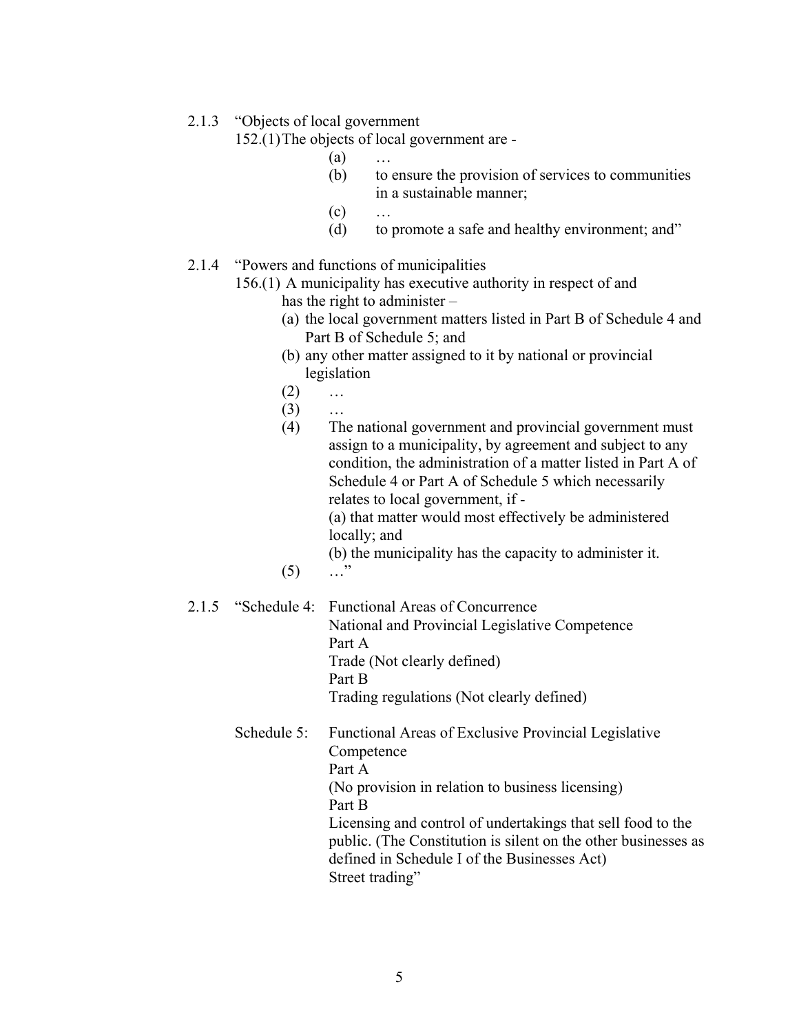2.1.3 “Objects of local government

152.(1) The objects of local government are -

(a) …

(b) to ensure the provision of services to communities in a sustainable manner;

(c) …

(d) to promote a safe and healthy environment; and”

2.1.4 “Powers and functions of municipalities

156.(1) A municipality has executive authority in respect of and has the right to administer –

(a) the local government matters listed in Part B of Schedule 4 and Part B of Schedule 5; and

(b) any other matter assigned to it by national or provincial legislation

(2) …

(3) …

(4) The national government and provincial government must assign to a municipality, by agreement and subject to any condition, the administration of a matter listed in Part A of Schedule 4 or Part A of Schedule 5 which necessarily relates to local government, if -

(a) that matter would most effectively be administered locally; and

(b) the municipality has the capacity to administer it.

(5) …”

2.1.5 “Schedule 4: Functional Areas of Concurrence
National and Provincial Legislative Competence
Part A
Trade (Not clearly defined)
Part B
Trading regulations (Not clearly defined)

Schedule 5: Functional Areas of Exclusive Provincial Legislative Competence
Part A
(No provision in relation to business licensing)
Part B
Licensing and control of undertakings that sell food to the public. (The Constitution is silent on the other businesses as defined in Schedule I of the Businesses Act)
Street trading”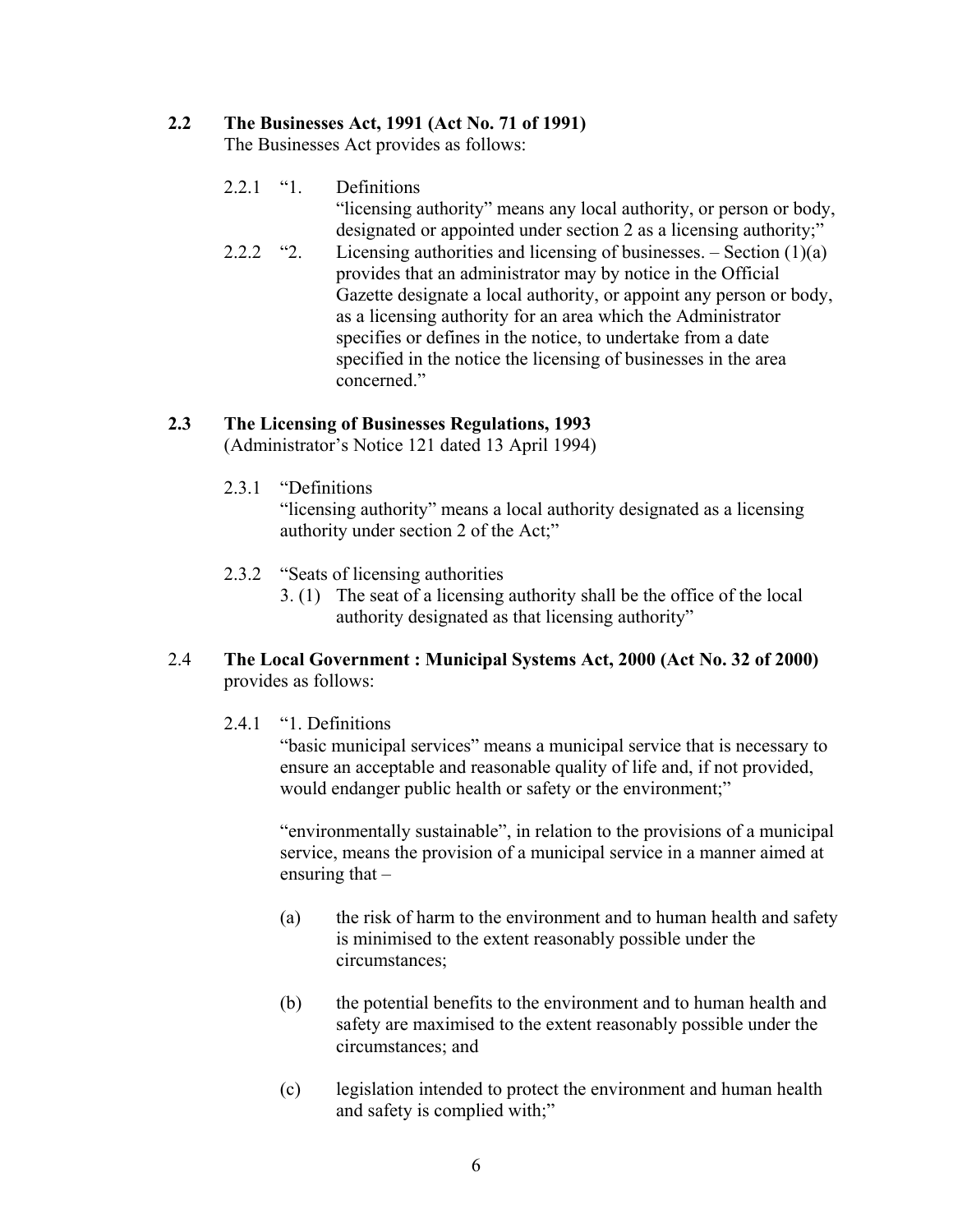**2.2 The Businesses Act, 1991 (Act No. 71 of 1991)**
The Businesses Act provides as follows:

2.2.1 "1. Definitions
"licensing authority" means any local authority, or person or body, designated or appointed under section 2 as a licensing authority;"

2.2.2 "2. Licensing authorities and licensing of businesses. – Section (1)(a) provides that an administrator may by notice in the Official Gazette designate a local authority, or appoint any person or body, as a licensing authority for an area which the Administrator specifies or defines in the notice, to undertake from a date specified in the notice the licensing of businesses in the area concerned."

**2.3 The Licensing of Businesses Regulations, 1993**
(Administrator's Notice 121 dated 13 April 1994)

2.3.1 "Definitions
"licensing authority" means a local authority designated as a licensing authority under section 2 of the Act;"

2.3.2 "Seats of licensing authorities
3. (1) The seat of a licensing authority shall be the office of the local authority designated as that licensing authority"

2.4 **The Local Government : Municipal Systems Act, 2000 (Act No. 32 of 2000)** provides as follows:

2.4.1 "1. Definitions
"basic municipal services" means a municipal service that is necessary to ensure an acceptable and reasonable quality of life and, if not provided, would endanger public health or safety or the environment;"

"environmentally sustainable", in relation to the provisions of a municipal service, means the provision of a municipal service in a manner aimed at ensuring that –

(a) the risk of harm to the environment and to human health and safety is minimised to the extent reasonably possible under the circumstances;

(b) the potential benefits to the environment and to human health and safety are maximised to the extent reasonably possible under the circumstances; and

(c) legislation intended to protect the environment and human health and safety is complied with;"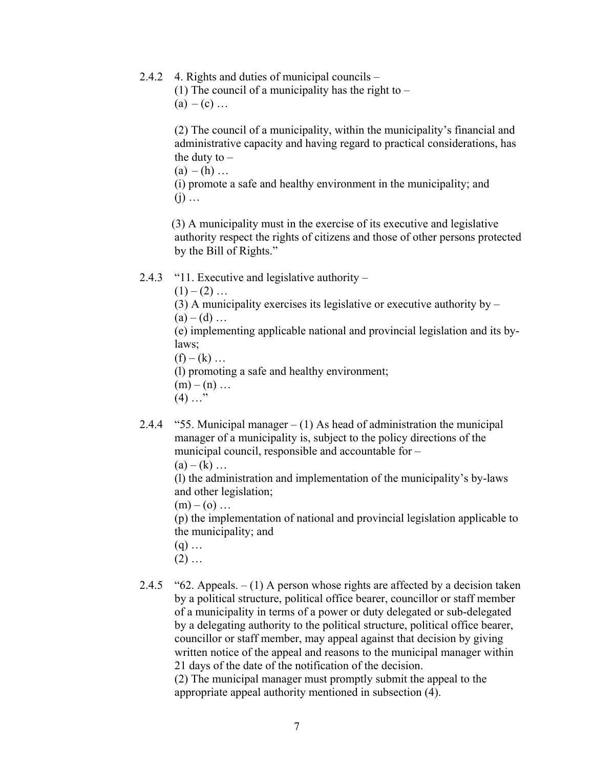2.4.2 4. Rights and duties of municipal councils –

(1) The council of a municipality has the right to –

(a) – (c) …

(2) The council of a municipality, within the municipality's financial and administrative capacity and having regard to practical considerations, has the duty to –

(a) – (h) …

(i) promote a safe and healthy environment in the municipality; and

(j) …

(3) A municipality must in the exercise of its executive and legislative authority respect the rights of citizens and those of other persons protected by the Bill of Rights."

2.4.3 "11. Executive and legislative authority –

(1) – (2) …

(3) A municipality exercises its legislative or executive authority by –

(a) – (d) …

(e) implementing applicable national and provincial legislation and its by-laws;

(f) – (k) …

(l) promoting a safe and healthy environment;

(m) – (n) …

(4) …"

2.4.4 "55. Municipal manager – (1) As head of administration the municipal manager of a municipality is, subject to the policy directions of the municipal council, responsible and accountable for –

(a) – (k) …

(l) the administration and implementation of the municipality's by-laws and other legislation;

(m) – (o) …

(p) the implementation of national and provincial legislation applicable to the municipality; and

(q) …

(2) …

2.4.5 "62. Appeals. – (1) A person whose rights are affected by a decision taken by a political structure, political office bearer, councillor or staff member of a municipality in terms of a power or duty delegated or sub-delegated by a delegating authority to the political structure, political office bearer, councillor or staff member, may appeal against that decision by giving written notice of the appeal and reasons to the municipal manager within 21 days of the date of the notification of the decision.

(2) The municipal manager must promptly submit the appeal to the appropriate appeal authority mentioned in subsection (4).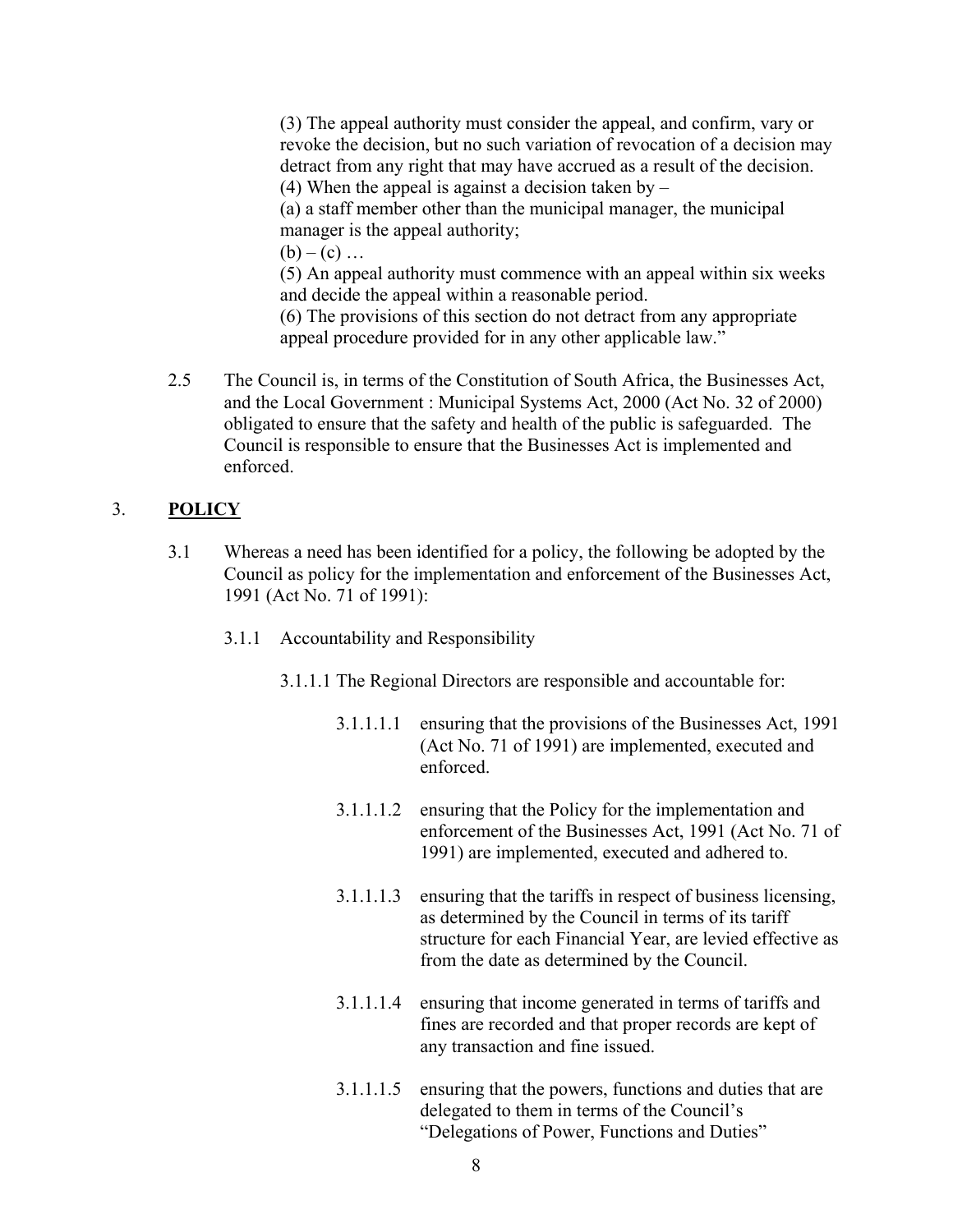(3) The appeal authority must consider the appeal, and confirm, vary or revoke the decision, but no such variation of revocation of a decision may detract from any right that may have accrued as a result of the decision.
(4) When the appeal is against a decision taken by –
(a) a staff member other than the municipal manager, the municipal manager is the appeal authority;
(b) – (c) …
(5) An appeal authority must commence with an appeal within six weeks and decide the appeal within a reasonable period.
(6) The provisions of this section do not detract from any appropriate appeal procedure provided for in any other applicable law."

2.5 The Council is, in terms of the Constitution of South Africa, the Businesses Act, and the Local Government : Municipal Systems Act, 2000 (Act No. 32 of 2000) obligated to ensure that the safety and health of the public is safeguarded. The Council is responsible to ensure that the Businesses Act is implemented and enforced.

## 3. **POLICY**

3.1 Whereas a need has been identified for a policy, the following be adopted by the Council as policy for the implementation and enforcement of the Businesses Act, 1991 (Act No. 71 of 1991):

3.1.1 Accountability and Responsibility

3.1.1.1 The Regional Directors are responsible and accountable for:

3.1.1.1.1 ensuring that the provisions of the Businesses Act, 1991 (Act No. 71 of 1991) are implemented, executed and enforced.

3.1.1.1.2 ensuring that the Policy for the implementation and enforcement of the Businesses Act, 1991 (Act No. 71 of 1991) are implemented, executed and adhered to.

3.1.1.1.3 ensuring that the tariffs in respect of business licensing, as determined by the Council in terms of its tariff structure for each Financial Year, are levied effective as from the date as determined by the Council.

3.1.1.1.4 ensuring that income generated in terms of tariffs and fines are recorded and that proper records are kept of any transaction and fine issued.

3.1.1.1.5 ensuring that the powers, functions and duties that are delegated to them in terms of the Council's "Delegations of Power, Functions and Duties"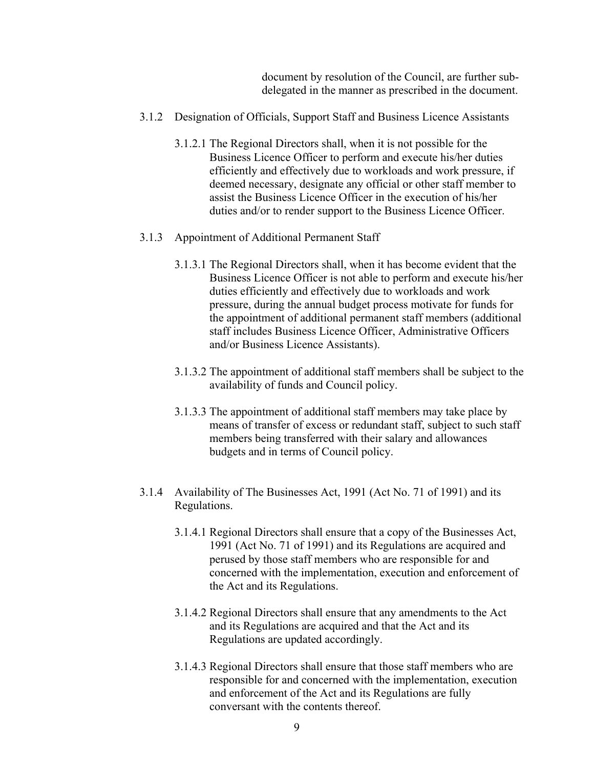document by resolution of the Council, are further sub-delegated in the manner as prescribed in the document.

3.1.2 Designation of Officials, Support Staff and Business Licence Assistants

3.1.2.1 The Regional Directors shall, when it is not possible for the Business Licence Officer to perform and execute his/her duties efficiently and effectively due to workloads and work pressure, if deemed necessary, designate any official or other staff member to assist the Business Licence Officer in the execution of his/her duties and/or to render support to the Business Licence Officer.

3.1.3 Appointment of Additional Permanent Staff

3.1.3.1 The Regional Directors shall, when it has become evident that the Business Licence Officer is not able to perform and execute his/her duties efficiently and effectively due to workloads and work pressure, during the annual budget process motivate for funds for the appointment of additional permanent staff members (additional staff includes Business Licence Officer, Administrative Officers and/or Business Licence Assistants).

3.1.3.2 The appointment of additional staff members shall be subject to the availability of funds and Council policy.

3.1.3.3 The appointment of additional staff members may take place by means of transfer of excess or redundant staff, subject to such staff members being transferred with their salary and allowances budgets and in terms of Council policy.

3.1.4 Availability of The Businesses Act, 1991 (Act No. 71 of 1991) and its Regulations.

3.1.4.1 Regional Directors shall ensure that a copy of the Businesses Act, 1991 (Act No. 71 of 1991) and its Regulations are acquired and perused by those staff members who are responsible for and concerned with the implementation, execution and enforcement of the Act and its Regulations.

3.1.4.2 Regional Directors shall ensure that any amendments to the Act and its Regulations are acquired and that the Act and its Regulations are updated accordingly.

3.1.4.3 Regional Directors shall ensure that those staff members who are responsible for and concerned with the implementation, execution and enforcement of the Act and its Regulations are fully conversant with the contents thereof.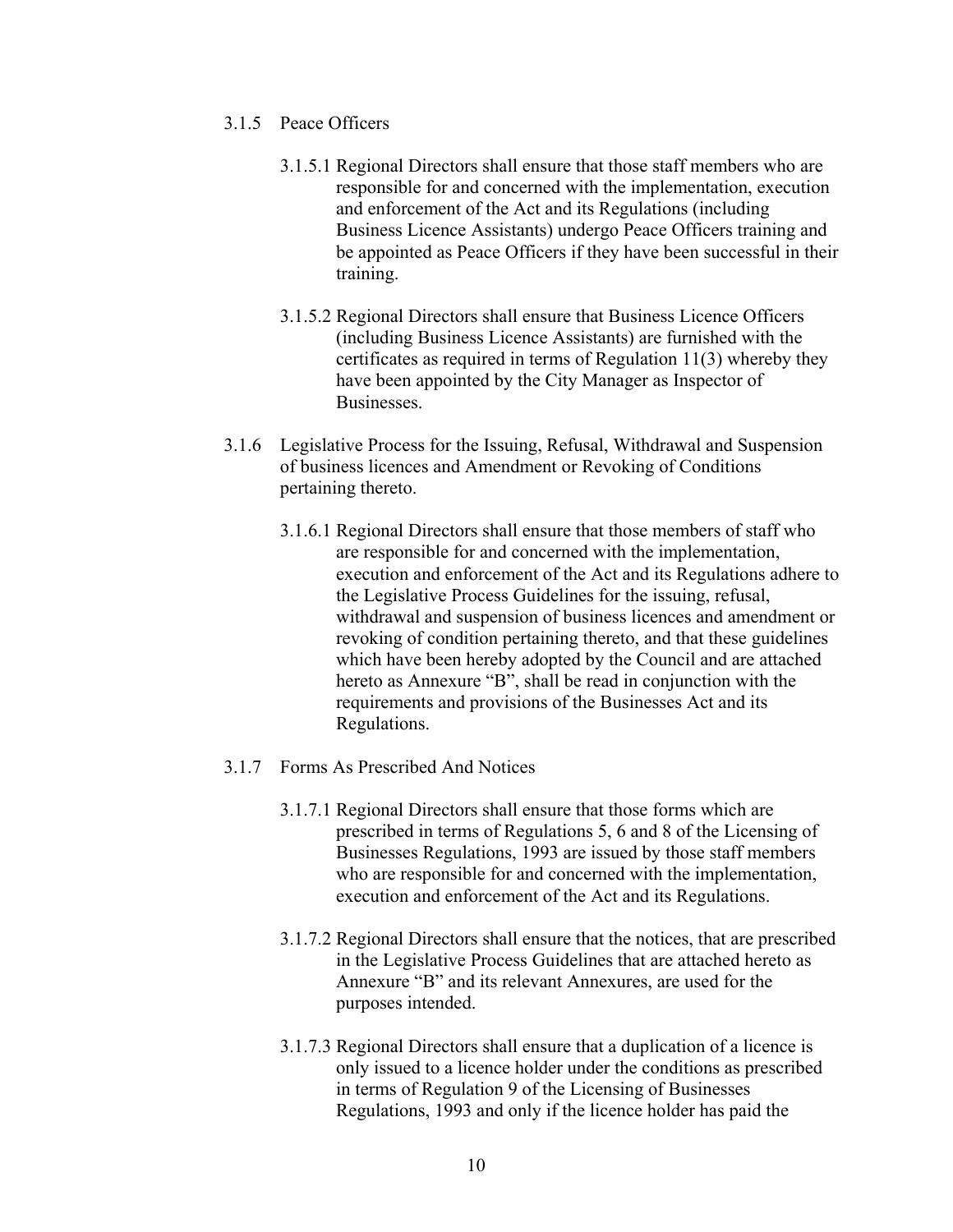3.1.5 Peace Officers

3.1.5.1 Regional Directors shall ensure that those staff members who are responsible for and concerned with the implementation, execution and enforcement of the Act and its Regulations (including Business Licence Assistants) undergo Peace Officers training and be appointed as Peace Officers if they have been successful in their training.

3.1.5.2 Regional Directors shall ensure that Business Licence Officers (including Business Licence Assistants) are furnished with the certificates as required in terms of Regulation 11(3) whereby they have been appointed by the City Manager as Inspector of Businesses.

3.1.6 Legislative Process for the Issuing, Refusal, Withdrawal and Suspension of business licences and Amendment or Revoking of Conditions pertaining thereto.

3.1.6.1 Regional Directors shall ensure that those members of staff who are responsible for and concerned with the implementation, execution and enforcement of the Act and its Regulations adhere to the Legislative Process Guidelines for the issuing, refusal, withdrawal and suspension of business licences and amendment or revoking of condition pertaining thereto, and that these guidelines which have been hereby adopted by the Council and are attached hereto as Annexure "B", shall be read in conjunction with the requirements and provisions of the Businesses Act and its Regulations.

3.1.7 Forms As Prescribed And Notices

3.1.7.1 Regional Directors shall ensure that those forms which are prescribed in terms of Regulations 5, 6 and 8 of the Licensing of Businesses Regulations, 1993 are issued by those staff members who are responsible for and concerned with the implementation, execution and enforcement of the Act and its Regulations.

3.1.7.2 Regional Directors shall ensure that the notices, that are prescribed in the Legislative Process Guidelines that are attached hereto as Annexure "B" and its relevant Annexures, are used for the purposes intended.

3.1.7.3 Regional Directors shall ensure that a duplication of a licence is only issued to a licence holder under the conditions as prescribed in terms of Regulation 9 of the Licensing of Businesses Regulations, 1993 and only if the licence holder has paid the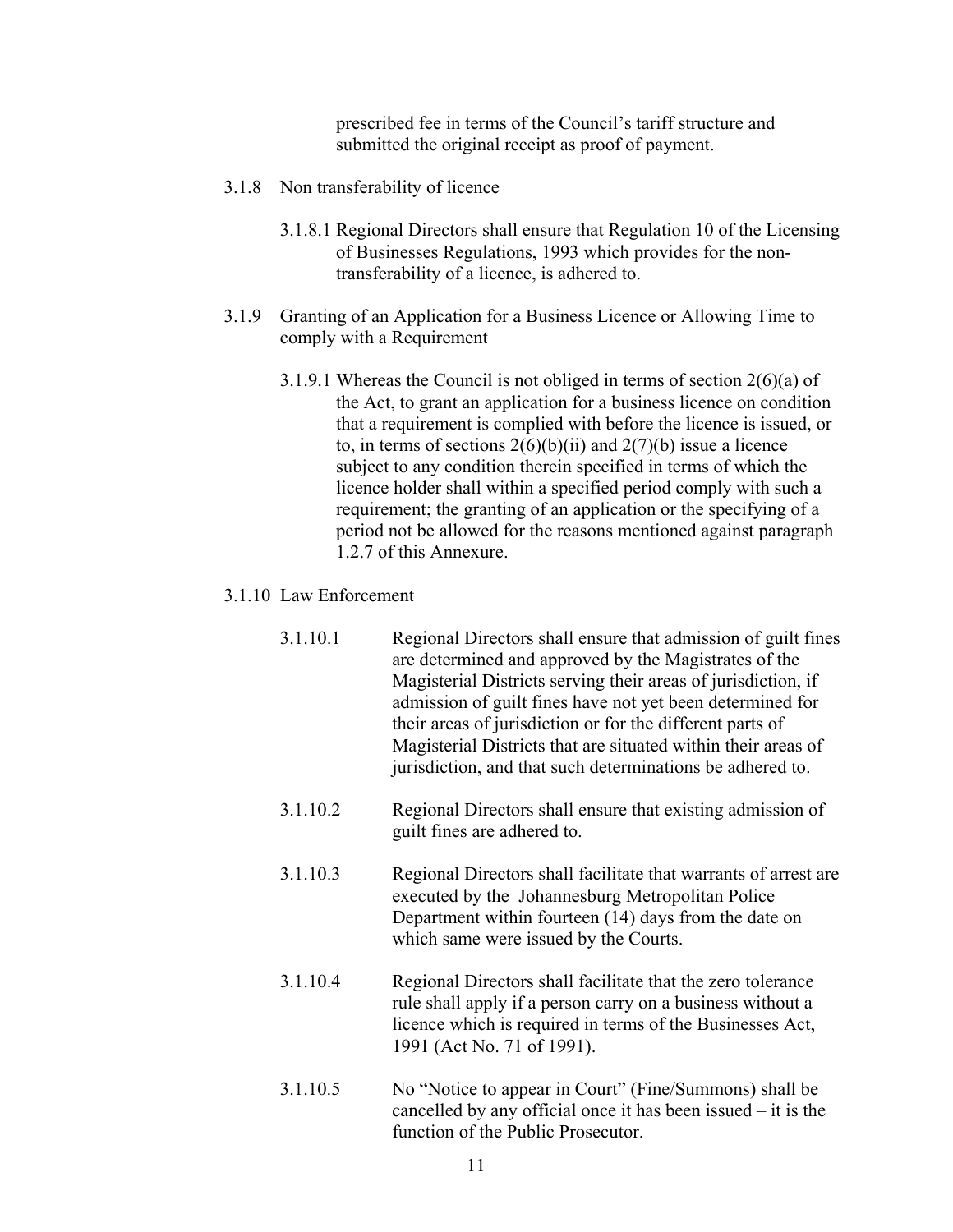prescribed fee in terms of the Council's tariff structure and submitted the original receipt as proof of payment.

3.1.8 Non transferability of licence

3.1.8.1 Regional Directors shall ensure that Regulation 10 of the Licensing of Businesses Regulations, 1993 which provides for the non-transferability of a licence, is adhered to.

3.1.9 Granting of an Application for a Business Licence or Allowing Time to comply with a Requirement

3.1.9.1 Whereas the Council is not obliged in terms of section 2(6)(a) of the Act, to grant an application for a business licence on condition that a requirement is complied with before the licence is issued, or to, in terms of sections 2(6)(b)(ii) and 2(7)(b) issue a licence subject to any condition therein specified in terms of which the licence holder shall within a specified period comply with such a requirement; the granting of an application or the specifying of a period not be allowed for the reasons mentioned against paragraph 1.2.7 of this Annexure.

3.1.10 Law Enforcement

3.1.10.1 Regional Directors shall ensure that admission of guilt fines are determined and approved by the Magistrates of the Magisterial Districts serving their areas of jurisdiction, if admission of guilt fines have not yet been determined for their areas of jurisdiction or for the different parts of Magisterial Districts that are situated within their areas of jurisdiction, and that such determinations be adhered to.

3.1.10.2 Regional Directors shall ensure that existing admission of guilt fines are adhered to.

3.1.10.3 Regional Directors shall facilitate that warrants of arrest are executed by the Johannesburg Metropolitan Police Department within fourteen (14) days from the date on which same were issued by the Courts.

3.1.10.4 Regional Directors shall facilitate that the zero tolerance rule shall apply if a person carry on a business without a licence which is required in terms of the Businesses Act, 1991 (Act No. 71 of 1991).

3.1.10.5 No "Notice to appear in Court" (Fine/Summons) shall be cancelled by any official once it has been issued – it is the function of the Public Prosecutor.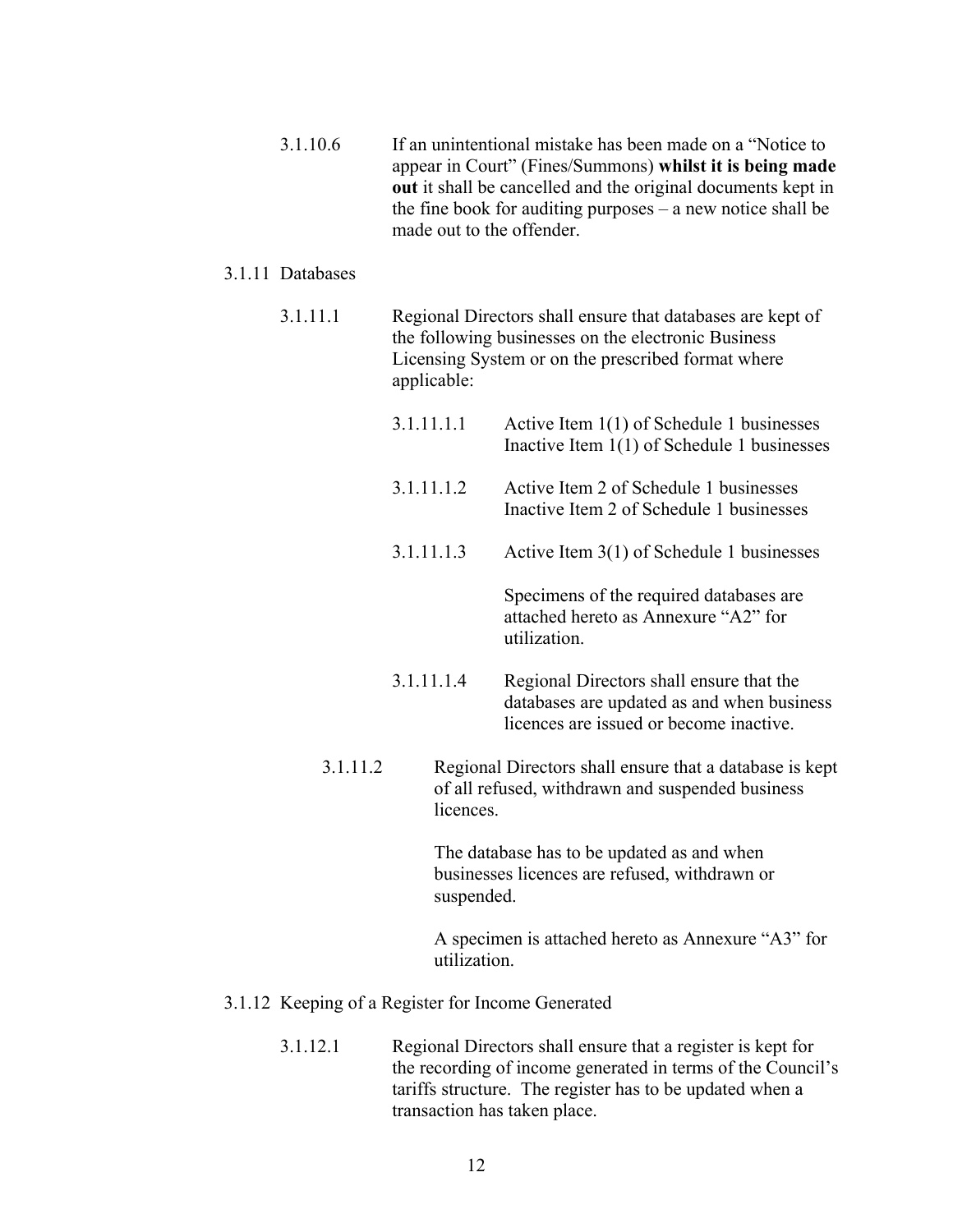3.1.10.6 If an unintentional mistake has been made on a "Notice to appear in Court" (Fines/Summons) **whilst it is being made out** it shall be cancelled and the original documents kept in the fine book for auditing purposes – a new notice shall be made out to the offender.

3.1.11 Databases

3.1.11.1 Regional Directors shall ensure that databases are kept of the following businesses on the electronic Business Licensing System or on the prescribed format where applicable:

3.1.11.1.1 Active Item 1(1) of Schedule 1 businesses
Inactive Item 1(1) of Schedule 1 businesses

3.1.11.1.2 Active Item 2 of Schedule 1 businesses
Inactive Item 2 of Schedule 1 businesses

3.1.11.1.3 Active Item 3(1) of Schedule 1 businesses

Specimens of the required databases are attached hereto as Annexure "A2" for utilization.

3.1.11.1.4 Regional Directors shall ensure that the databases are updated as and when business licences are issued or become inactive.

3.1.11.2 Regional Directors shall ensure that a database is kept of all refused, withdrawn and suspended business licences.

The database has to be updated as and when businesses licences are refused, withdrawn or suspended.

A specimen is attached hereto as Annexure "A3" for utilization.

3.1.12 Keeping of a Register for Income Generated

3.1.12.1 Regional Directors shall ensure that a register is kept for the recording of income generated in terms of the Council's tariffs structure. The register has to be updated when a transaction has taken place.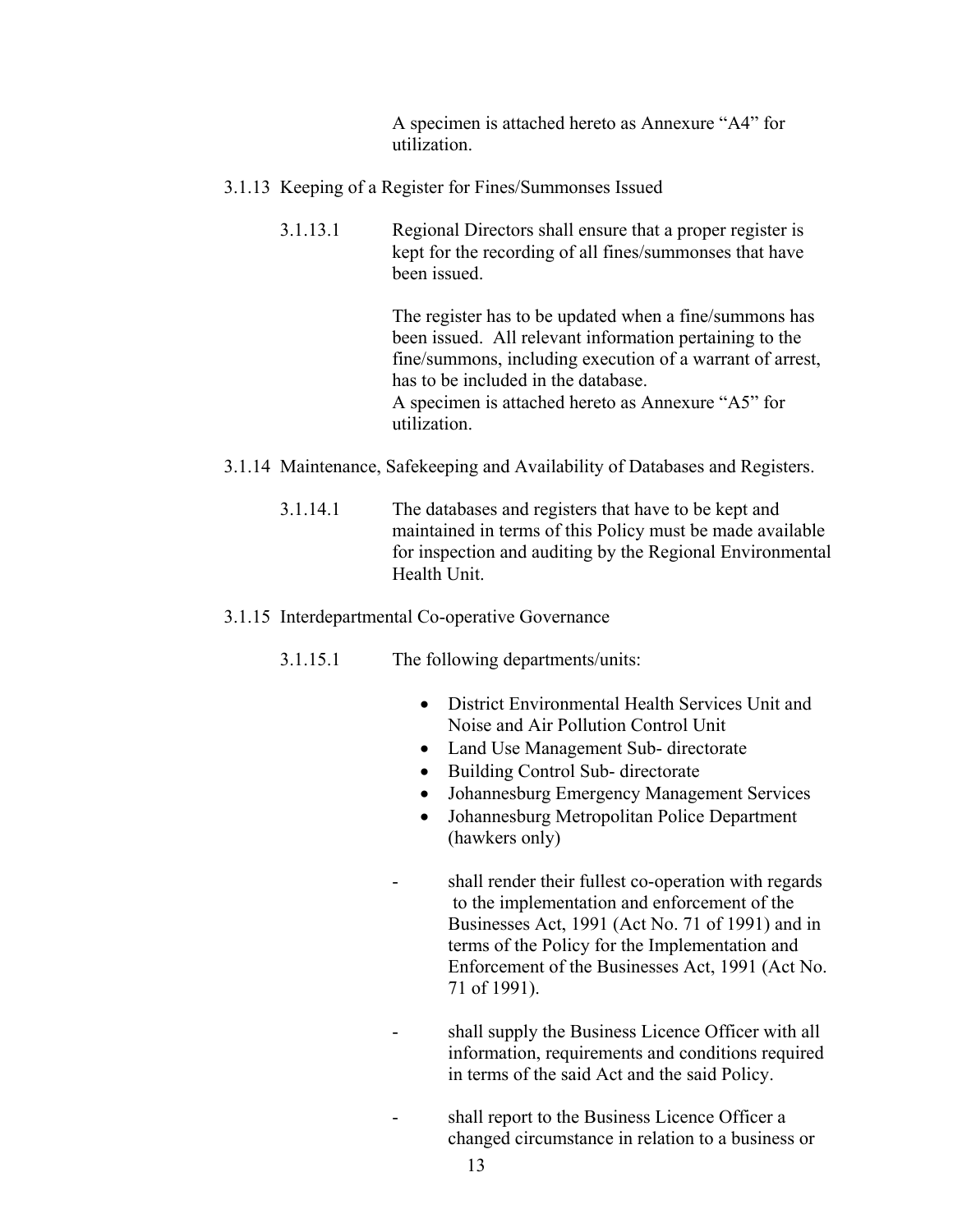A specimen is attached hereto as Annexure "A4" for utilization.

3.1.13 Keeping of a Register for Fines/Summonses Issued

3.1.13.1 Regional Directors shall ensure that a proper register is kept for the recording of all fines/summonses that have been issued.

The register has to be updated when a fine/summons has been issued. All relevant information pertaining to the fine/summons, including execution of a warrant of arrest, has to be included in the database.
A specimen is attached hereto as Annexure "A5" for utilization.

3.1.14 Maintenance, Safekeeping and Availability of Databases and Registers.

3.1.14.1 The databases and registers that have to be kept and maintained in terms of this Policy must be made available for inspection and auditing by the Regional Environmental Health Unit.

3.1.15 Interdepartmental Co-operative Governance

3.1.15.1 The following departments/units:

- District Environmental Health Services Unit and Noise and Air Pollution Control Unit
- Land Use Management Sub- directorate
- Building Control Sub- directorate
- Johannesburg Emergency Management Services
- Johannesburg Metropolitan Police Department (hawkers only)

- shall render their fullest co-operation with regards to the implementation and enforcement of the Businesses Act, 1991 (Act No. 71 of 1991) and in terms of the Policy for the Implementation and Enforcement of the Businesses Act, 1991 (Act No. 71 of 1991).

- shall supply the Business Licence Officer with all information, requirements and conditions required in terms of the said Act and the said Policy.

- shall report to the Business Licence Officer a changed circumstance in relation to a business or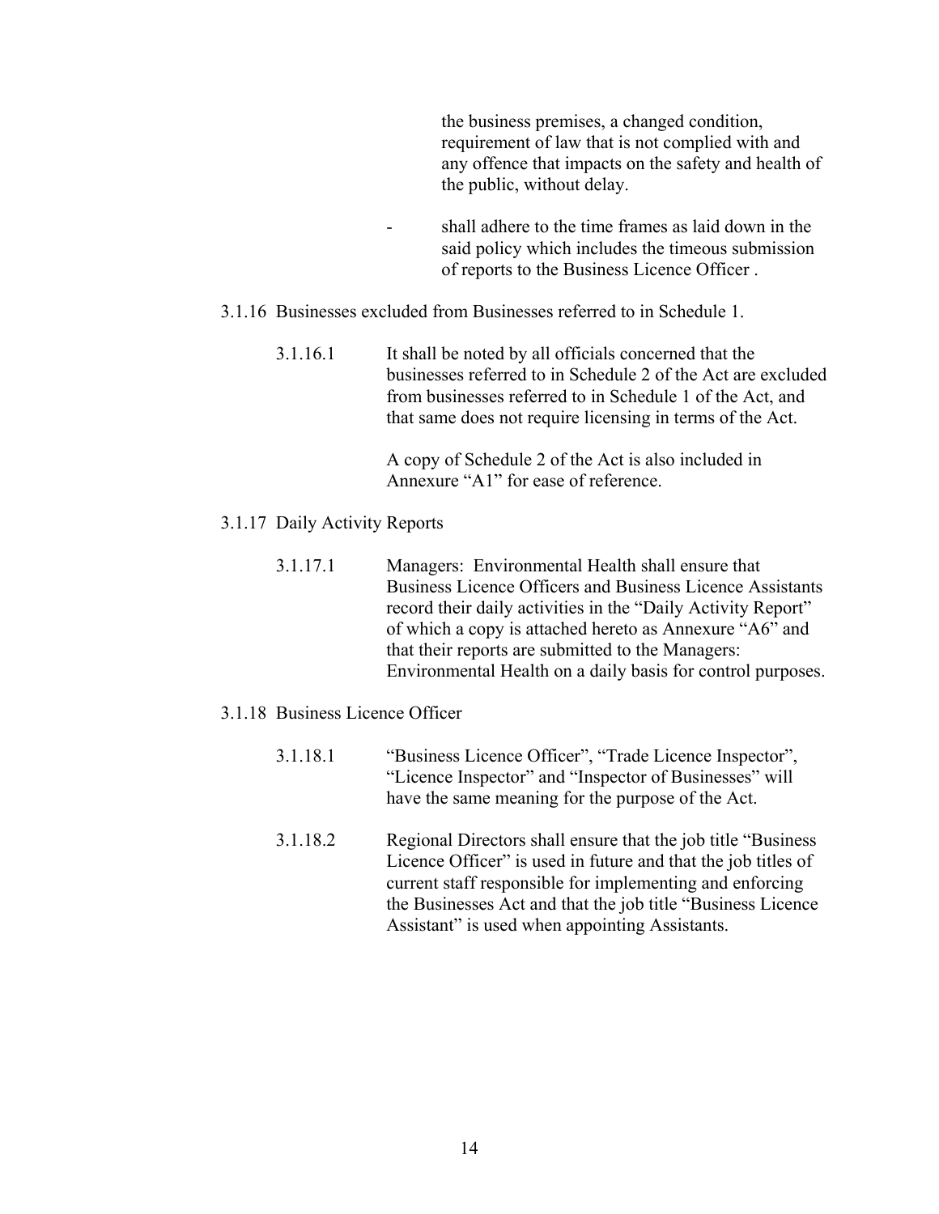the business premises, a changed condition, requirement of law that is not complied with and any offence that impacts on the safety and health of the public, without delay.

- shall adhere to the time frames as laid down in the said policy which includes the timeous submission of reports to the Business Licence Officer .

3.1.16 Businesses excluded from Businesses referred to in Schedule 1.

3.1.16.1 It shall be noted by all officials concerned that the businesses referred to in Schedule 2 of the Act are excluded from businesses referred to in Schedule 1 of the Act, and that same does not require licensing in terms of the Act.

A copy of Schedule 2 of the Act is also included in Annexure "A1" for ease of reference.

3.1.17 Daily Activity Reports

3.1.17.1 Managers: Environmental Health shall ensure that Business Licence Officers and Business Licence Assistants record their daily activities in the "Daily Activity Report" of which a copy is attached hereto as Annexure "A6" and that their reports are submitted to the Managers: Environmental Health on a daily basis for control purposes.

3.1.18 Business Licence Officer

3.1.18.1 "Business Licence Officer", "Trade Licence Inspector", "Licence Inspector" and "Inspector of Businesses" will have the same meaning for the purpose of the Act.

3.1.18.2 Regional Directors shall ensure that the job title "Business Licence Officer" is used in future and that the job titles of current staff responsible for implementing and enforcing the Businesses Act and that the job title "Business Licence Assistant" is used when appointing Assistants.